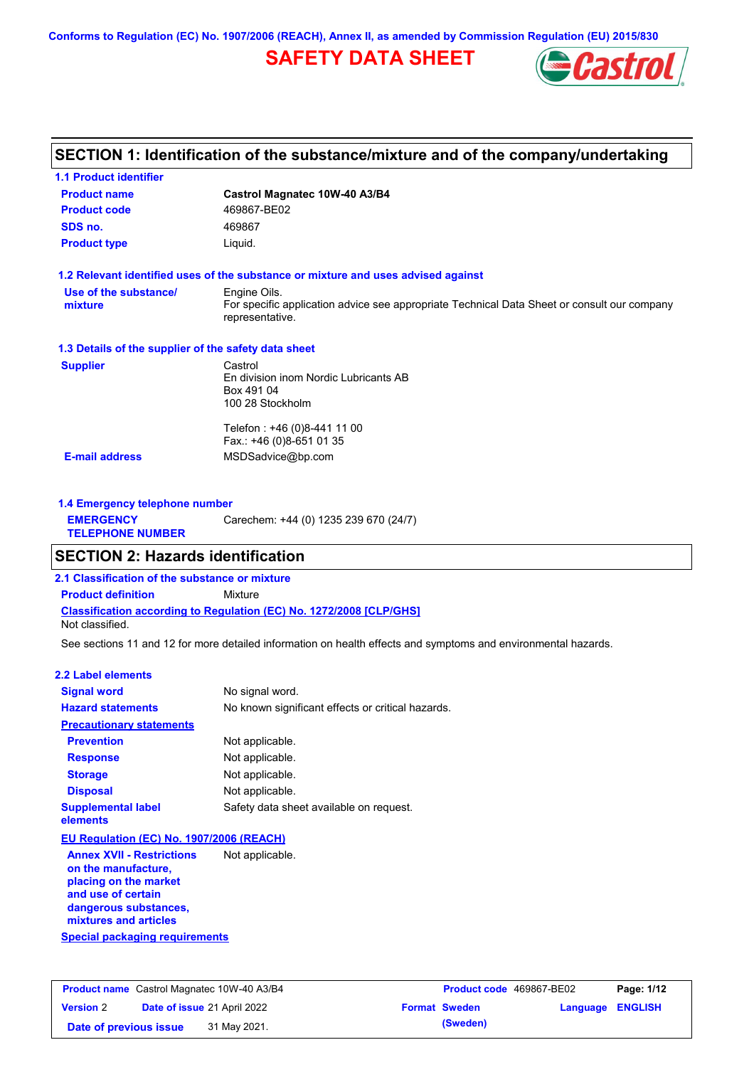Conforms to Regulation (EC) No. 1907/2006 (REACH), Annex II, as amended by Commission Regulation (EU) 2015/830

# SAFETY DATA SHEET

## SECTION 1: Identification of the substance/mixture and of the company/undertaking

### 1.1 Product identifier

| | |
|---|---|
| **Product name** | **Castrol Magnatec 10W-40 A3/B4** |
| **Product code** | 469867-BE02 |
| **SDS no.** | 469867 |
| **Product type** | Liquid. |

### 1.2 Relevant identified uses of the substance or mixture and uses advised against

| | |
|---|---|
| **Use of the substance/ mixture** | Engine Oils. For specific application advice see appropriate Technical Data Sheet or consult our company representative. |

### 1.3 Details of the supplier of the safety data sheet

| | |
|---|---|
| **Supplier** | Castrol<br>En division inom Nordic Lubricants AB<br>Box 491 04<br>100 28 Stockholm<br><br>Telefon : +46 (0)8-441 11 00<br>Fax.: +46 (0)8-651 01 35 |
| **E-mail address** | MSDSadvice@bp.com |

### 1.4 Emergency telephone number

| | |
|---|---|
| **EMERGENCY TELEPHONE NUMBER** | Carechem: +44 (0) 1235 239 670 (24/7) |

## SECTION 2: Hazards identification

### 2.1 Classification of the substance or mixture

**Product definition** Mixture

**Classification according to Regulation (EC) No. 1272/2008 [CLP/GHS]**

Not classified.

See sections 11 and 12 for more detailed information on health effects and symptoms and environmental hazards.

### 2.2 Label elements

| | |
|---|---|
| **Signal word** | No signal word. |
| **Hazard statements** | No known significant effects or critical hazards. |
| **Precautionary statements** | |
| **Prevention** | Not applicable. |
| **Response** | Not applicable. |
| **Storage** | Not applicable. |
| **Disposal** | Not applicable. |
| **Supplemental label elements** | Safety data sheet available on request. |

**EU Regulation (EC) No. 1907/2006 (REACH)**

| | |
|---|---|
| **Annex XVII - Restrictions on the manufacture, placing on the market and use of certain dangerous substances, mixtures and articles** | Not applicable. |

**Special packaging requirements**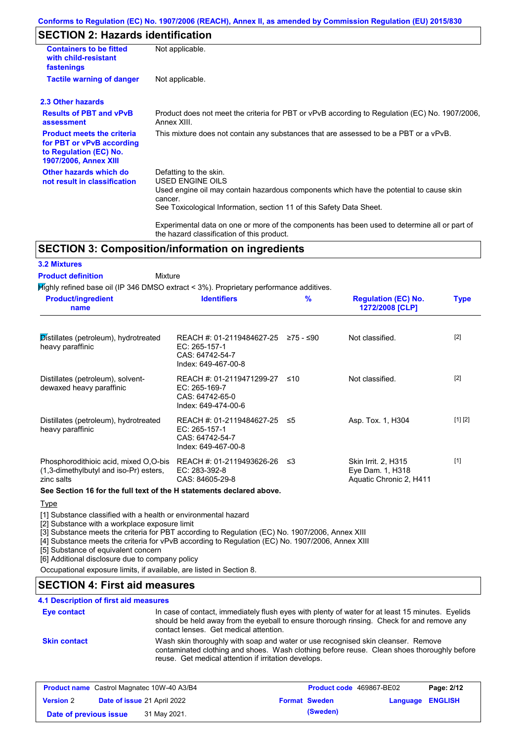## SECTION 2: Hazards identification

| | |
|---|---|
| **Containers to be fitted with child-resistant fastenings** | Not applicable. |
| **Tactile warning of danger** | Not applicable. |

### 2.3 Other hazards

| | |
|---|---|
| **Results of PBT and vPvB assessment** | Product does not meet the criteria for PBT or vPvB according to Regulation (EC) No. 1907/2006, Annex XIII. |
| **Product meets the criteria for PBT or vPvB according to Regulation (EC) No. 1907/2006, Annex XIII** | This mixture does not contain any substances that are assessed to be a PBT or a vPvB. |
| **Other hazards which do not result in classification** | Defatting to the skin. USED ENGINE OILS Used engine oil may contain hazardous components which have the potential to cause skin cancer. See Toxicological Information, section 11 of this Safety Data Sheet. Experimental data on one or more of the components has been used to determine all or part of the hazard classification of this product. |

## SECTION 3: Composition/information on ingredients

### 3.2 Mixtures

**Product definition** Mixture

Highly refined base oil (IP 346 DMSO extract < 3%). Proprietary performance additives.

| Product/ingredient name | Identifiers | % | Regulation (EC) No. 1272/2008 [CLP] | Type |
|---|---|---|---|---|
| Distillates (petroleum), hydrotreated heavy paraffinic | REACH #: 01-2119484627-25 EC: 265-157-1 CAS: 64742-54-7 Index: 649-467-00-8 | ≥75 - ≤90 | Not classified. | [2] |
| Distillates (petroleum), solvent-dewaxed heavy paraffinic | REACH #: 01-2119471299-27 EC: 265-169-7 CAS: 64742-65-0 Index: 649-474-00-6 | ≤10 | Not classified. | [2] |
| Distillates (petroleum), hydrotreated heavy paraffinic | REACH #: 01-2119484627-25 EC: 265-157-1 CAS: 64742-54-7 Index: 649-467-00-8 | ≤5 | Asp. Tox. 1, H304 | [1] [2] |
| Phosphorodithioic acid, mixed O,O-bis (1,3-dimethylbutyl and iso-Pr) esters, zinc salts | REACH #: 01-2119493626-26 EC: 283-392-8 CAS: 84605-29-8 | ≤3 | Skin Irrit. 2, H315 Eye Dam. 1, H318 Aquatic Chronic 2, H411 | [1] |

**See Section 16 for the full text of the H statements declared above.**

Type

[1] Substance classified with a health or environmental hazard
[2] Substance with a workplace exposure limit
[3] Substance meets the criteria for PBT according to Regulation (EC) No. 1907/2006, Annex XIII
[4] Substance meets the criteria for vPvB according to Regulation (EC) No. 1907/2006, Annex XIII
[5] Substance of equivalent concern
[6] Additional disclosure due to company policy

Occupational exposure limits, if available, are listed in Section 8.

## SECTION 4: First aid measures

### 4.1 Description of first aid measures

| | |
|---|---|
| **Eye contact** | In case of contact, immediately flush eyes with plenty of water for at least 15 minutes. Eyelids should be held away from the eyeball to ensure thorough rinsing. Check for and remove any contact lenses. Get medical attention. |
| **Skin contact** | Wash skin thoroughly with soap and water or use recognised skin cleanser. Remove contaminated clothing and shoes. Wash clothing before reuse. Clean shoes thoroughly before reuse. Get medical attention if irritation develops. |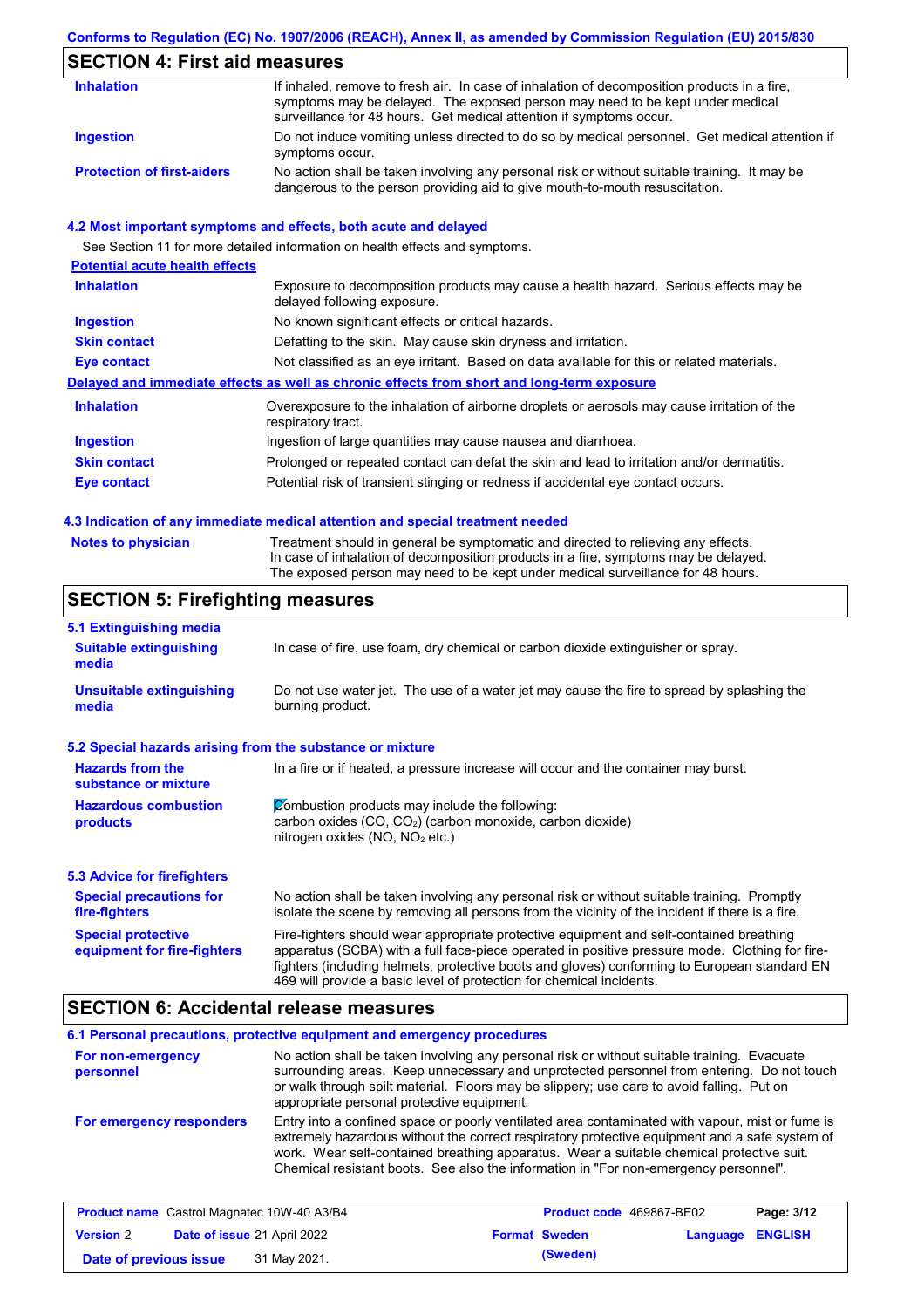## SECTION 4: First aid measures

| | |
|---|---|
| **Inhalation** | If inhaled, remove to fresh air. In case of inhalation of decomposition products in a fire, symptoms may be delayed. The exposed person may need to be kept under medical surveillance for 48 hours. Get medical attention if symptoms occur. |
| **Ingestion** | Do not induce vomiting unless directed to do so by medical personnel. Get medical attention if symptoms occur. |
| **Protection of first-aiders** | No action shall be taken involving any personal risk or without suitable training. It may be dangerous to the person providing aid to give mouth-to-mouth resuscitation. |

### 4.2 Most important symptoms and effects, both acute and delayed

See Section 11 for more detailed information on health effects and symptoms.

**Potential acute health effects**

| | |
|---|---|
| **Inhalation** | Exposure to decomposition products may cause a health hazard. Serious effects may be delayed following exposure. |
| **Ingestion** | No known significant effects or critical hazards. |
| **Skin contact** | Defatting to the skin. May cause skin dryness and irritation. |
| **Eye contact** | Not classified as an eye irritant. Based on data available for this or related materials. |

**Delayed and immediate effects as well as chronic effects from short and long-term exposure**

| | |
|---|---|
| **Inhalation** | Overexposure to the inhalation of airborne droplets or aerosols may cause irritation of the respiratory tract. |
| **Ingestion** | Ingestion of large quantities may cause nausea and diarrhoea. |
| **Skin contact** | Prolonged or repeated contact can defat the skin and lead to irritation and/or dermatitis. |
| **Eye contact** | Potential risk of transient stinging or redness if accidental eye contact occurs. |

### 4.3 Indication of any immediate medical attention and special treatment needed

| | |
|---|---|
| **Notes to physician** | Treatment should in general be symptomatic and directed to relieving any effects. In case of inhalation of decomposition products in a fire, symptoms may be delayed. The exposed person may need to be kept under medical surveillance for 48 hours. |

## SECTION 5: Firefighting measures

### 5.1 Extinguishing media

| | |
|---|---|
| **Suitable extinguishing media** | In case of fire, use foam, dry chemical or carbon dioxide extinguisher or spray. |
| **Unsuitable extinguishing media** | Do not use water jet. The use of a water jet may cause the fire to spread by splashing the burning product. |

### 5.2 Special hazards arising from the substance or mixture

| | |
|---|---|
| **Hazards from the substance or mixture** | In a fire or if heated, a pressure increase will occur and the container may burst. |
| **Hazardous combustion products** | Combustion products may include the following: carbon oxides (CO, $CO_2$) (carbon monoxide, carbon dioxide) nitrogen oxides (NO, $NO_2$ etc.) |

### 5.3 Advice for firefighters

| | |
|---|---|
| **Special precautions for fire-fighters** | No action shall be taken involving any personal risk or without suitable training. Promptly isolate the scene by removing all persons from the vicinity of the incident if there is a fire. |
| **Special protective equipment for fire-fighters** | Fire-fighters should wear appropriate protective equipment and self-contained breathing apparatus (SCBA) with a full face-piece operated in positive pressure mode. Clothing for fire-fighters (including helmets, protective boots and gloves) conforming to European standard EN 469 will provide a basic level of protection for chemical incidents. |

## SECTION 6: Accidental release measures

### 6.1 Personal precautions, protective equipment and emergency procedures

| | |
|---|---|
| **For non-emergency personnel** | No action shall be taken involving any personal risk or without suitable training. Evacuate surrounding areas. Keep unnecessary and unprotected personnel from entering. Do not touch or walk through spilt material. Floors may be slippery; use care to avoid falling. Put on appropriate personal protective equipment. |
| **For emergency responders** | Entry into a confined space or poorly ventilated area contaminated with vapour, mist or fume is extremely hazardous without the correct respiratory protective equipment and a safe system of work. Wear self-contained breathing apparatus. Wear a suitable chemical protective suit. Chemical resistant boots. See also the information in "For non-emergency personnel". |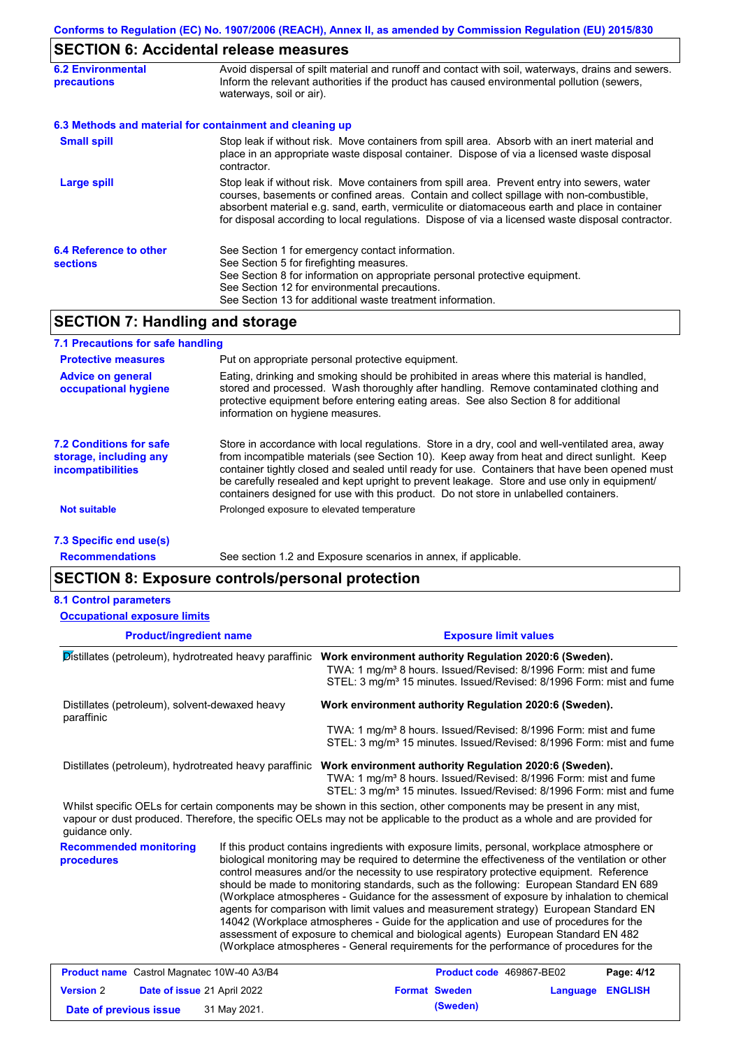Conforms to Regulation (EC) No. 1907/2006 (REACH), Annex II, as amended by Commission Regulation (EU) 2015/830

## SECTION 6: Accidental release measures

| | |
|---|---|
| **6.2 Environmental precautions** | Avoid dispersal of spilt material and runoff and contact with soil, waterways, drains and sewers. Inform the relevant authorities if the product has caused environmental pollution (sewers, waterways, soil or air). |

### 6.3 Methods and material for containment and cleaning up

| | |
|---|---|
| **Small spill** | Stop leak if without risk. Move containers from spill area. Absorb with an inert material and place in an appropriate waste disposal container. Dispose of via a licensed waste disposal contractor. |
| **Large spill** | Stop leak if without risk. Move containers from spill area. Prevent entry into sewers, water courses, basements or confined areas. Contain and collect spillage with non-combustible, absorbent material e.g. sand, earth, vermiculite or diatomaceous earth and place in container for disposal according to local regulations. Dispose of via a licensed waste disposal contractor. |
| **6.4 Reference to other sections** | See Section 1 for emergency contact information. See Section 5 for firefighting measures. See Section 8 for information on appropriate personal protective equipment. See Section 12 for environmental precautions. See Section 13 for additional waste treatment information. |

## SECTION 7: Handling and storage

### 7.1 Precautions for safe handling

| | |
|---|---|
| **Protective measures** | Put on appropriate personal protective equipment. |
| **Advice on general occupational hygiene** | Eating, drinking and smoking should be prohibited in areas where this material is handled, stored and processed. Wash thoroughly after handling. Remove contaminated clothing and protective equipment before entering eating areas. See also Section 8 for additional information on hygiene measures. |
| **7.2 Conditions for safe storage, including any incompatibilities** | Store in accordance with local regulations. Store in a dry, cool and well-ventilated area, away from incompatible materials (see Section 10). Keep away from heat and direct sunlight. Keep container tightly closed and sealed until ready for use. Containers that have been opened must be carefully resealed and kept upright to prevent leakage. Store and use only in equipment/ containers designed for use with this product. Do not store in unlabelled containers. |
| **Not suitable** | Prolonged exposure to elevated temperature |

### 7.3 Specific end use(s)

| | |
|---|---|
| **Recommendations** | See section 1.2 and Exposure scenarios in annex, if applicable. |

## SECTION 8: Exposure controls/personal protection

### 8.1 Control parameters

**Occupational exposure limits**

| Product/ingredient name | Exposure limit values |
|---|---|
| Distillates (petroleum), hydrotreated heavy paraffinic | **Work environment authority Regulation 2020:6 (Sweden).**<br>TWA: 1 mg/m³ 8 hours. Issued/Revised: 8/1996 Form: mist and fume<br>STEL: 3 mg/m³ 15 minutes. Issued/Revised: 8/1996 Form: mist and fume |
| Distillates (petroleum), solvent-dewaxed heavy paraffinic | **Work environment authority Regulation 2020:6 (Sweden).**<br>TWA: 1 mg/m³ 8 hours. Issued/Revised: 8/1996 Form: mist and fume<br>STEL: 3 mg/m³ 15 minutes. Issued/Revised: 8/1996 Form: mist and fume |
| Distillates (petroleum), hydrotreated heavy paraffinic | **Work environment authority Regulation 2020:6 (Sweden).**<br>TWA: 1 mg/m³ 8 hours. Issued/Revised: 8/1996 Form: mist and fume<br>STEL: 3 mg/m³ 15 minutes. Issued/Revised: 8/1996 Form: mist and fume |

Whilst specific OELs for certain components may be shown in this section, other components may be present in any mist, vapour or dust produced. Therefore, the specific OELs may not be applicable to the product as a whole and are provided for guidance only.

| | |
|---|---|
| **Recommended monitoring procedures** | If this product contains ingredients with exposure limits, personal, workplace atmosphere or biological monitoring may be required to determine the effectiveness of the ventilation or other control measures and/or the necessity to use respiratory protective equipment. Reference should be made to monitoring standards, such as the following: European Standard EN 689 (Workplace atmospheres - Guidance for the assessment of exposure by inhalation to chemical agents for comparison with limit values and measurement strategy) European Standard EN 14042 (Workplace atmospheres - Guide for the application and use of procedures for the assessment of exposure to chemical and biological agents) European Standard EN 482 (Workplace atmospheres - General requirements for the performance of procedures for the |

| | | | |
|---|---|---|---|
| **Product name** Castrol Magnatec 10W-40 A3/B4 | | **Product code** 469867-BE02 | |
| **Version** 2 | **Date of issue** 21 April 2022 | **Format** Sweden (Sweden) | **Language** ENGLISH |
| **Date of previous issue** | 31 May 2021. | | |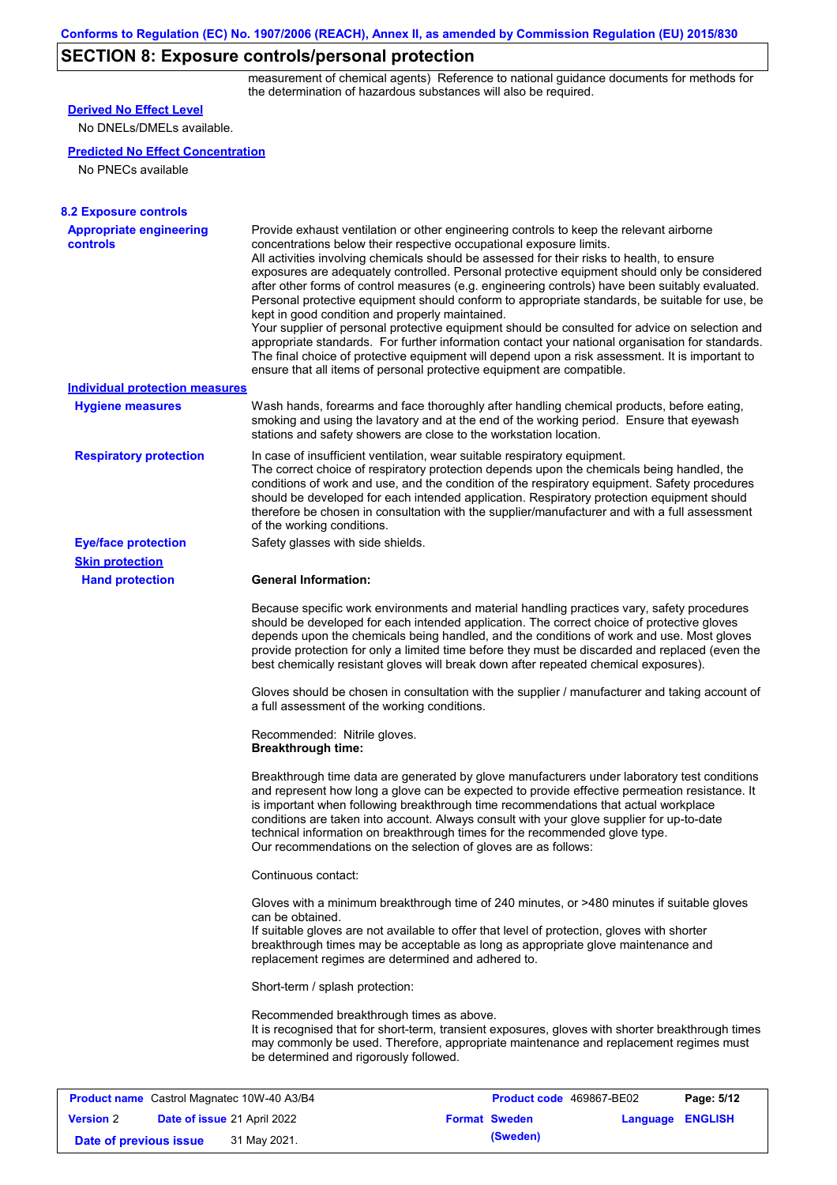## SECTION 8: Exposure controls/personal protection

measurement of chemical agents) Reference to national guidance documents for methods for the determination of hazardous substances will also be required.

**Derived No Effect Level**

No DNELs/DMELs available.

**Predicted No Effect Concentration**

No PNECs available

### 8.2 Exposure controls

**Appropriate engineering controls**

Provide exhaust ventilation or other engineering controls to keep the relevant airborne concentrations below their respective occupational exposure limits.
All activities involving chemicals should be assessed for their risks to health, to ensure exposures are adequately controlled. Personal protective equipment should only be considered after other forms of control measures (e.g. engineering controls) have been suitably evaluated. Personal protective equipment should conform to appropriate standards, be suitable for use, be kept in good condition and properly maintained.
Your supplier of personal protective equipment should be consulted for advice on selection and appropriate standards. For further information contact your national organisation for standards.
The final choice of protective equipment will depend upon a risk assessment. It is important to ensure that all items of personal protective equipment are compatible.

**Individual protection measures**

**Hygiene measures**

Wash hands, forearms and face thoroughly after handling chemical products, before eating, smoking and using the lavatory and at the end of the working period. Ensure that eyewash stations and safety showers are close to the workstation location.

**Respiratory protection**

In case of insufficient ventilation, wear suitable respiratory equipment.
The correct choice of respiratory protection depends upon the chemicals being handled, the conditions of work and use, and the condition of the respiratory equipment. Safety procedures should be developed for each intended application. Respiratory protection equipment should therefore be chosen in consultation with the supplier/manufacturer and with a full assessment of the working conditions.

**Eye/face protection**

Safety glasses with side shields.

**Skin protection**

**Hand protection**

**General Information:**

Because specific work environments and material handling practices vary, safety procedures should be developed for each intended application. The correct choice of protective gloves depends upon the chemicals being handled, and the conditions of work and use. Most gloves provide protection for only a limited time before they must be discarded and replaced (even the best chemically resistant gloves will break down after repeated chemical exposures).

Gloves should be chosen in consultation with the supplier / manufacturer and taking account of a full assessment of the working conditions.

Recommended: Nitrile gloves.
**Breakthrough time:**

Breakthrough time data are generated by glove manufacturers under laboratory test conditions and represent how long a glove can be expected to provide effective permeation resistance. It is important when following breakthrough time recommendations that actual workplace conditions are taken into account. Always consult with your glove supplier for up-to-date technical information on breakthrough times for the recommended glove type.
Our recommendations on the selection of gloves are as follows:

Continuous contact:

Gloves with a minimum breakthrough time of 240 minutes, or >480 minutes if suitable gloves can be obtained.
If suitable gloves are not available to offer that level of protection, gloves with shorter breakthrough times may be acceptable as long as appropriate glove maintenance and replacement regimes are determined and adhered to.

Short-term / splash protection:

Recommended breakthrough times as above.
It is recognised that for short-term, transient exposures, gloves with shorter breakthrough times may commonly be used. Therefore, appropriate maintenance and replacement regimes must be determined and rigorously followed.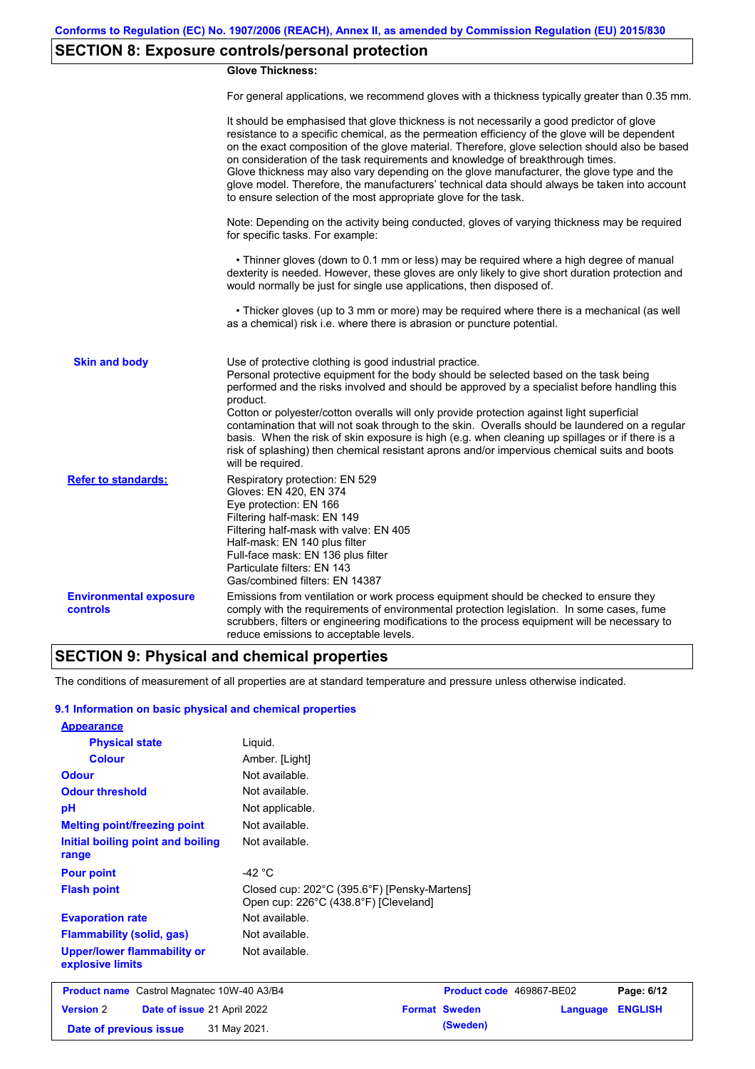## SECTION 8: Exposure controls/personal protection

**Glove Thickness:**

For general applications, we recommend gloves with a thickness typically greater than 0.35 mm.

It should be emphasised that glove thickness is not necessarily a good predictor of glove resistance to a specific chemical, as the permeation efficiency of the glove will be dependent on the exact composition of the glove material. Therefore, glove selection should also be based on consideration of the task requirements and knowledge of breakthrough times.
Glove thickness may also vary depending on the glove manufacturer, the glove type and the glove model. Therefore, the manufacturers' technical data should always be taken into account to ensure selection of the most appropriate glove for the task.

Note: Depending on the activity being conducted, gloves of varying thickness may be required for specific tasks. For example:

• Thinner gloves (down to 0.1 mm or less) may be required where a high degree of manual dexterity is needed. However, these gloves are only likely to give short duration protection and would normally be just for single use applications, then disposed of.

• Thicker gloves (up to 3 mm or more) may be required where there is a mechanical (as well as a chemical) risk i.e. where there is abrasion or puncture potential.

**Skin and body**

Use of protective clothing is good industrial practice.
Personal protective equipment for the body should be selected based on the task being performed and the risks involved and should be approved by a specialist before handling this product.
Cotton or polyester/cotton overalls will only provide protection against light superficial contamination that will not soak through to the skin. Overalls should be laundered on a regular basis. When the risk of skin exposure is high (e.g. when cleaning up spillages or if there is a risk of splashing) then chemical resistant aprons and/or impervious chemical suits and boots will be required.

**Refer to standards:**

Respiratory protection: EN 529
Gloves: EN 420, EN 374
Eye protection: EN 166
Filtering half-mask: EN 149
Filtering half-mask with valve: EN 405
Half-mask: EN 140 plus filter
Full-face mask: EN 136 plus filter
Particulate filters: EN 143
Gas/combined filters: EN 14387

**Environmental exposure controls**

Emissions from ventilation or work process equipment should be checked to ensure they comply with the requirements of environmental protection legislation. In some cases, fume scrubbers, filters or engineering modifications to the process equipment will be necessary to reduce emissions to acceptable levels.

## SECTION 9: Physical and chemical properties

The conditions of measurement of all properties are at standard temperature and pressure unless otherwise indicated.

### 9.1 Information on basic physical and chemical properties

**Appearance**

| Property | Value |
|---|---|
| Physical state | Liquid. |
| Colour | Amber. [Light] |
| Odour | Not available. |
| Odour threshold | Not available. |
| pH | Not applicable. |
| Melting point/freezing point | Not available. |
| Initial boiling point and boiling range | Not available. |
| Pour point | -42 °C |
| Flash point | Closed cup: 202°C (395.6°F) [Pensky-Martens]<br>Open cup: 226°C (438.8°F) [Cleveland] |
| Evaporation rate | Not available. |
| Flammability (solid, gas) | Not available. |
| Upper/lower flammability or explosive limits | Not available. |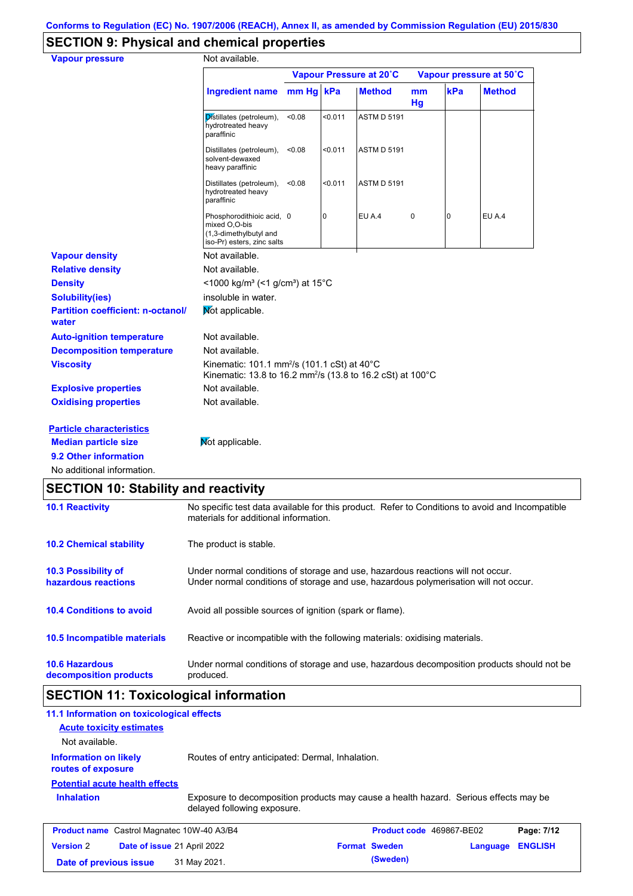Conforms to Regulation (EC) No. 1907/2006 (REACH), Annex II, as amended by Commission Regulation (EU) 2015/830

## SECTION 9: Physical and chemical properties

**Vapour pressure** Not available.

| Ingredient name | Vapour Pressure at 20˚C | | | Vapour pressure at 50˚C | | |
|---|---|---|---|---|---|---|
| | mm Hg | kPa | Method | mm Hg | kPa | Method |
| Distillates (petroleum), hydrotreated heavy paraffinic | <0.08 | <0.011 | ASTM D 5191 | | | |
| Distillates (petroleum), solvent-dewaxed heavy paraffinic | <0.08 | <0.011 | ASTM D 5191 | | | |
| Distillates (petroleum), hydrotreated heavy paraffinic | <0.08 | <0.011 | ASTM D 5191 | | | |
| Phosphorodithioic acid, mixed O,O-bis (1,3-dimethylbutyl and iso-Pr) esters, zinc salts | 0 | 0 | EU A.4 | 0 | 0 | EU A.4 |

**Vapour density** Not available.

**Relative density** Not available.

**Density** <1000 kg/m³ (<1 g/cm³) at 15°C

**Solubility(ies)** insoluble in water.

**Partition coefficient: n-octanol/ water** Not applicable.

**Auto-ignition temperature** Not available.

**Decomposition temperature** Not available.

**Viscosity** Kinematic: 101.1 mm²/s (101.1 cSt) at 40°C
Kinematic: 13.8 to 16.2 mm²/s (13.8 to 16.2 cSt) at 100°C

**Explosive properties** Not available.

**Oxidising properties** Not available.

**Particle characteristics**

**Median particle size** Not applicable.

**9.2 Other information**

No additional information.

## SECTION 10: Stability and reactivity

**10.1 Reactivity** No specific test data available for this product. Refer to Conditions to avoid and Incompatible materials for additional information.

**10.2 Chemical stability** The product is stable.

**10.3 Possibility of hazardous reactions** Under normal conditions of storage and use, hazardous reactions will not occur.
Under normal conditions of storage and use, hazardous polymerisation will not occur.

**10.4 Conditions to avoid** Avoid all possible sources of ignition (spark or flame).

**10.5 Incompatible materials** Reactive or incompatible with the following materials: oxidising materials.

**10.6 Hazardous decomposition products** Under normal conditions of storage and use, hazardous decomposition products should not be produced.

## SECTION 11: Toxicological information

**11.1 Information on toxicological effects**

**Acute toxicity estimates**

Not available.

**Information on likely routes of exposure** Routes of entry anticipated: Dermal, Inhalation.

**Potential acute health effects**

**Inhalation** Exposure to decomposition products may cause a health hazard. Serious effects may be delayed following exposure.

| **Product name** Castrol Magnatec 10W-40 A3/B4 | **Product code** 469867-BE02 | **Page: 7/12** |
|---|---|---|
| **Version** 2 **Date of issue** 21 April 2022 | **Format** Sweden (Sweden) | **Language** ENGLISH |
| **Date of previous issue** 31 May 2021. | | |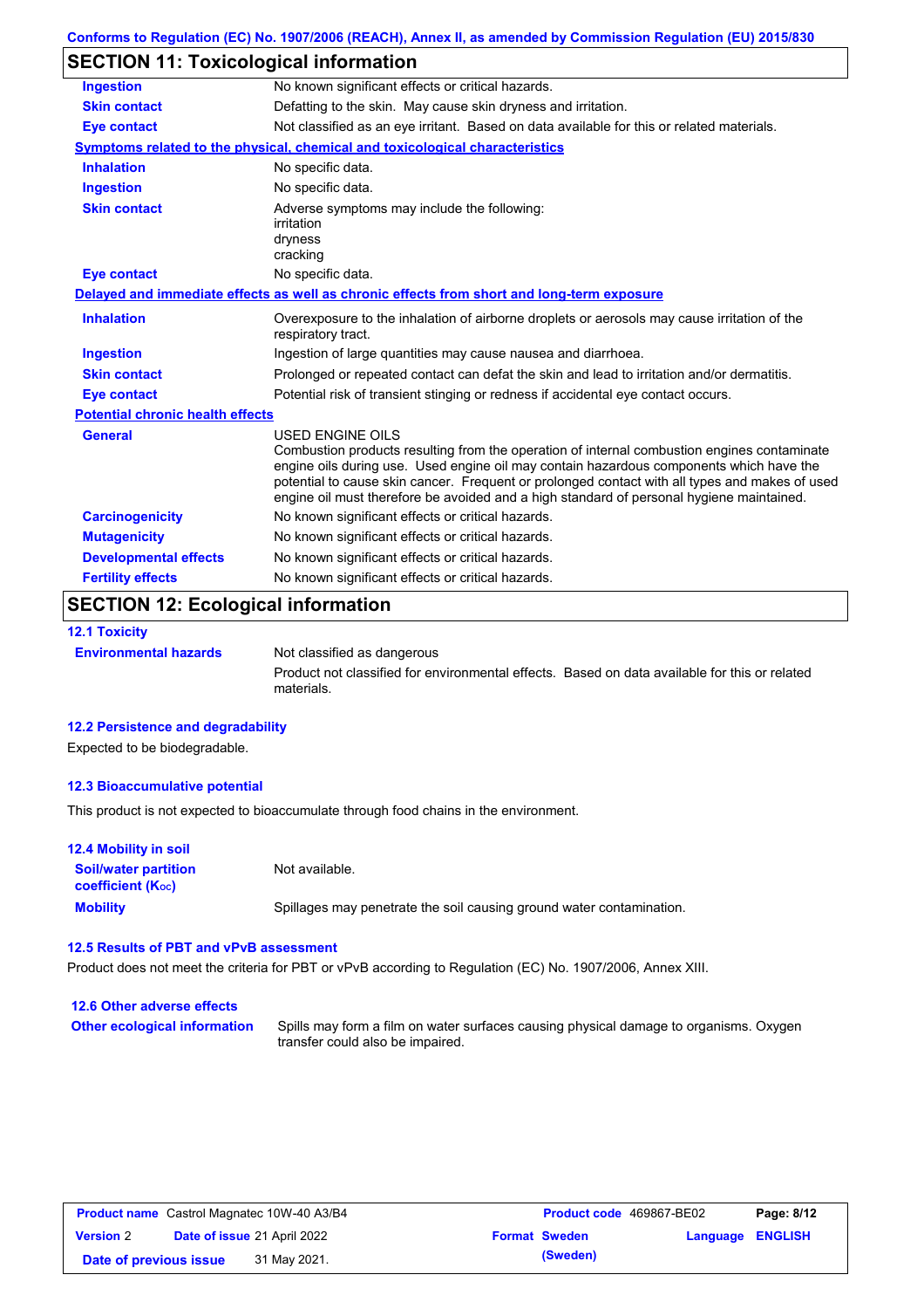## SECTION 11: Toxicological information

| | |
|---|---|
| **Ingestion** | No known significant effects or critical hazards. |
| **Skin contact** | Defatting to the skin. May cause skin dryness and irritation. |
| **Eye contact** | Not classified as an eye irritant. Based on data available for this or related materials. |

**Symptoms related to the physical, chemical and toxicological characteristics**

| | |
|---|---|
| **Inhalation** | No specific data. |
| **Ingestion** | No specific data. |
| **Skin contact** | Adverse symptoms may include the following: irritation dryness cracking |
| **Eye contact** | No specific data. |

**Delayed and immediate effects as well as chronic effects from short and long-term exposure**

| | |
|---|---|
| **Inhalation** | Overexposure to the inhalation of airborne droplets or aerosols may cause irritation of the respiratory tract. |
| **Ingestion** | Ingestion of large quantities may cause nausea and diarrhoea. |
| **Skin contact** | Prolonged or repeated contact can defat the skin and lead to irritation and/or dermatitis. |
| **Eye contact** | Potential risk of transient stinging or redness if accidental eye contact occurs. |

**Potential chronic health effects**

| | |
|---|---|
| **General** | USED ENGINE OILS Combustion products resulting from the operation of internal combustion engines contaminate engine oils during use. Used engine oil may contain hazardous components which have the potential to cause skin cancer. Frequent or prolonged contact with all types and makes of used engine oil must therefore be avoided and a high standard of personal hygiene maintained. |
| **Carcinogenicity** | No known significant effects or critical hazards. |
| **Mutagenicity** | No known significant effects or critical hazards. |
| **Developmental effects** | No known significant effects or critical hazards. |
| **Fertility effects** | No known significant effects or critical hazards. |

## SECTION 12: Ecological information

### 12.1 Toxicity

**Environmental hazards**: Not classified as dangerous

Product not classified for environmental effects. Based on data available for this or related materials.

### 12.2 Persistence and degradability

Expected to be biodegradable.

### 12.3 Bioaccumulative potential

This product is not expected to bioaccumulate through food chains in the environment.

### 12.4 Mobility in soil

| | |
|---|---|
| **Soil/water partition coefficient ($K_{OC}$)** | Not available. |
| **Mobility** | Spillages may penetrate the soil causing ground water contamination. |

### 12.5 Results of PBT and vPvB assessment

Product does not meet the criteria for PBT or vPvB according to Regulation (EC) No. 1907/2006, Annex XIII.

### 12.6 Other adverse effects

**Other ecological information**: Spills may form a film on water surfaces causing physical damage to organisms. Oxygen transfer could also be impaired.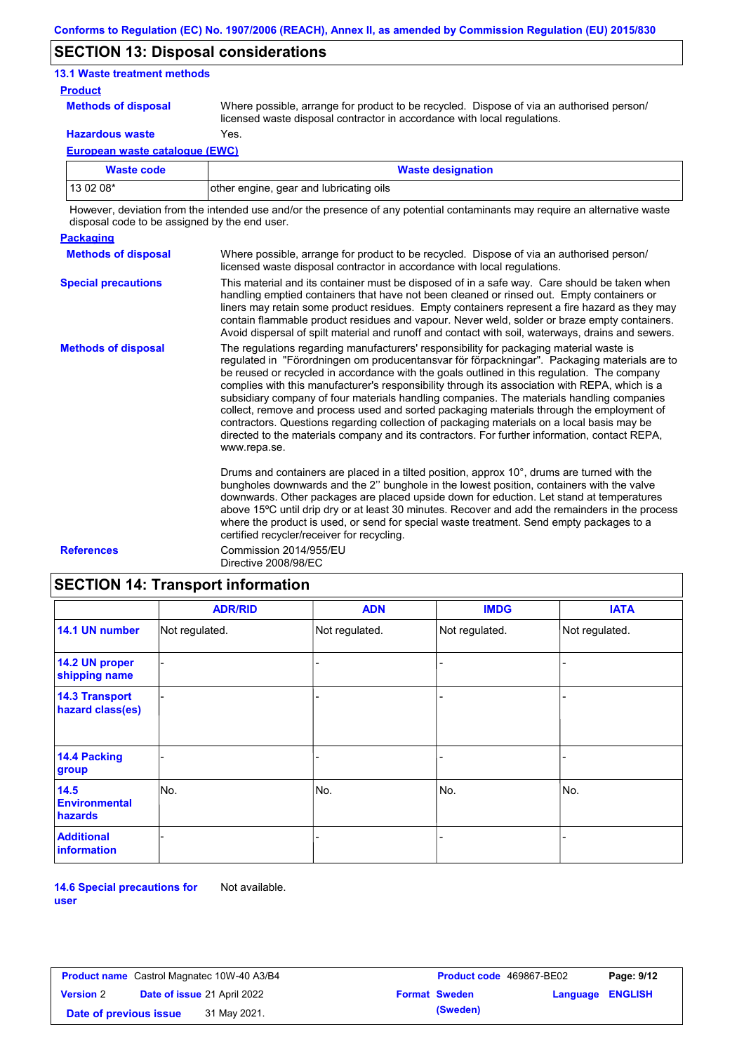## SECTION 13: Disposal considerations

### 13.1 Waste treatment methods

**Product**

**Methods of disposal**: Where possible, arrange for product to be recycled. Dispose of via an authorised person/ licensed waste disposal contractor in accordance with local regulations.

**Hazardous waste**: Yes.

**European waste catalogue (EWC)**

| Waste code | Waste designation |
|---|---|
| 13 02 08* | other engine, gear and lubricating oils |

However, deviation from the intended use and/or the presence of any potential contaminants may require an alternative waste disposal code to be assigned by the end user.

**Packaging**

**Methods of disposal**: Where possible, arrange for product to be recycled. Dispose of via an authorised person/ licensed waste disposal contractor in accordance with local regulations.

**Special precautions**: This material and its container must be disposed of in a safe way. Care should be taken when handling emptied containers that have not been cleaned or rinsed out. Empty containers or liners may retain some product residues. Empty containers represent a fire hazard as they may contain flammable product residues and vapour. Never weld, solder or braze empty containers. Avoid dispersal of spilt material and runoff and contact with soil, waterways, drains and sewers.

**Methods of disposal**: The regulations regarding manufacturers' responsibility for packaging material waste is regulated in "Förordningen om producentansvar för förpackningar". Packaging materials are to be reused or recycled in accordance with the goals outlined in this regulation. The company complies with this manufacturer's responsibility through its association with REPA, which is a subsidiary company of four materials handling companies. The materials handling companies collect, remove and process used and sorted packaging materials through the employment of contractors. Questions regarding collection of packaging materials on a local basis may be directed to the materials company and its contractors. For further information, contact REPA, www.repa.se.

Drums and containers are placed in a tilted position, approx 10°, drums are turned with the bungholes downwards and the 2'' bunghole in the lowest position, containers with the valve downwards. Other packages are placed upside down for eduction. Let stand at temperatures above 15ºC until drip dry or at least 30 minutes. Recover and add the remainders in the process where the product is used, or send for special waste treatment. Send empty packages to a certified recycler/receiver for recycling.

**References**: Commission 2014/955/EU
Directive 2008/98/EC

## SECTION 14: Transport information

| | ADR/RID | ADN | IMDG | IATA |
|---|---|---|---|---|
| **14.1 UN number** | Not regulated. | Not regulated. | Not regulated. | Not regulated. |
| **14.2 UN proper shipping name** | - | - | - | - |
| **14.3 Transport hazard class(es)** | - | - | - | - |
| **14.4 Packing group** | - | - | - | - |
| **14.5 Environmental hazards** | No. | No. | No. | No. |
| **Additional information** | - | - | - | - |

**14.6 Special precautions for user**: Not available.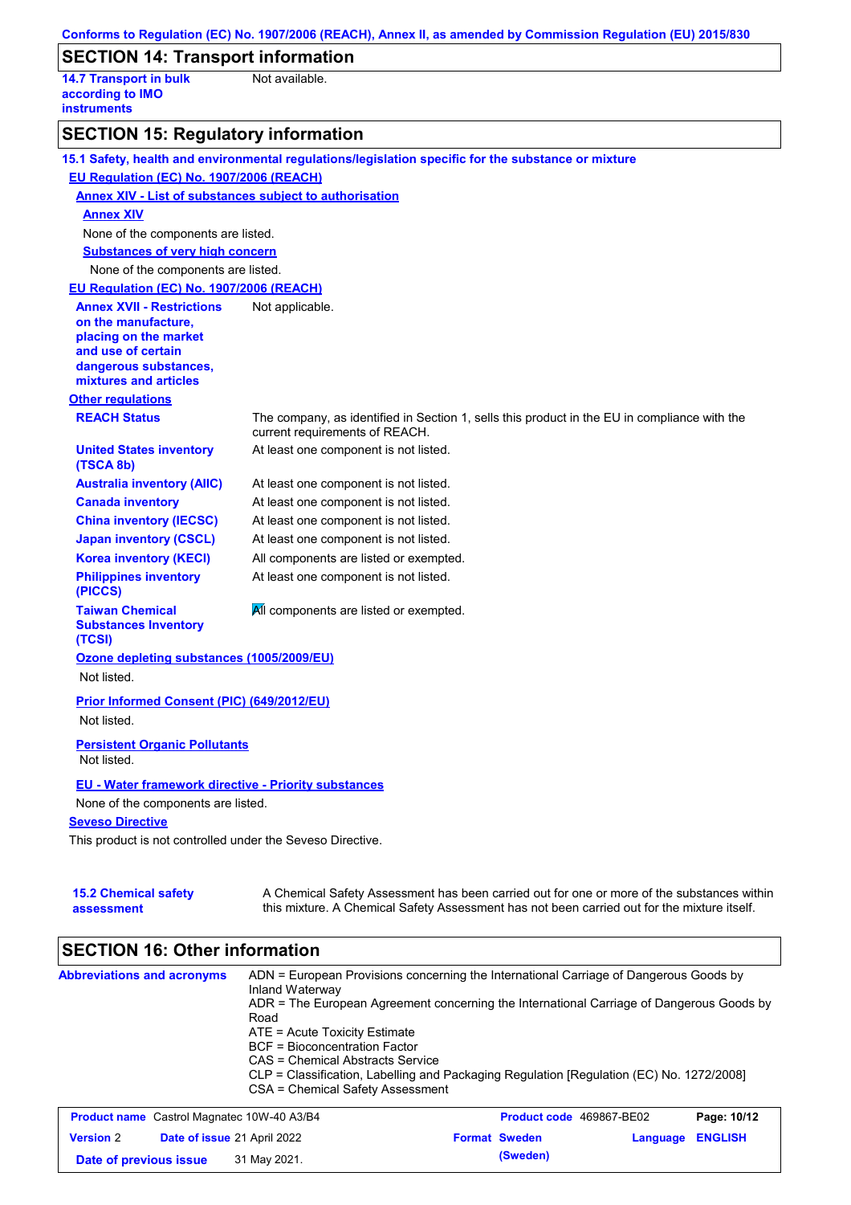## SECTION 14: Transport information

**14.7 Transport in bulk according to IMO instruments** Not available.

## SECTION 15: Regulatory information

### 15.1 Safety, health and environmental regulations/legislation specific for the substance or mixture

**EU Regulation (EC) No. 1907/2006 (REACH)**

**Annex XIV - List of substances subject to authorisation**

**Annex XIV**

None of the components are listed.

**Substances of very high concern**

None of the components are listed.

**EU Regulation (EC) No. 1907/2006 (REACH)**

| | |
|---|---|
| **Annex XVII - Restrictions on the manufacture, placing on the market and use of certain dangerous substances, mixtures and articles** | Not applicable. |

**Other regulations**

| | |
|---|---|
| **REACH Status** | The company, as identified in Section 1, sells this product in the EU in compliance with the current requirements of REACH. |
| **United States inventory (TSCA 8b)** | At least one component is not listed. |
| **Australia inventory (AIIC)** | At least one component is not listed. |
| **Canada inventory** | At least one component is not listed. |
| **China inventory (IECSC)** | At least one component is not listed. |
| **Japan inventory (CSCL)** | At least one component is not listed. |
| **Korea inventory (KECI)** | All components are listed or exempted. |
| **Philippines inventory (PICCS)** | At least one component is not listed. |
| **Taiwan Chemical Substances Inventory (TCSI)** | All components are listed or exempted. |

**Ozone depleting substances (1005/2009/EU)**

Not listed.

**Prior Informed Consent (PIC) (649/2012/EU)**

Not listed.

**Persistent Organic Pollutants**

Not listed.

**EU - Water framework directive - Priority substances**

None of the components are listed.

**Seveso Directive**

This product is not controlled under the Seveso Directive.

| | |
|---|---|
| **15.2 Chemical safety assessment** | A Chemical Safety Assessment has been carried out for one or more of the substances within this mixture. A Chemical Safety Assessment has not been carried out for the mixture itself. |

## SECTION 16: Other information

**Abbreviations and acronyms**

ADN = European Provisions concerning the International Carriage of Dangerous Goods by Inland Waterway
ADR = The European Agreement concerning the International Carriage of Dangerous Goods by Road
ATE = Acute Toxicity Estimate
BCF = Bioconcentration Factor
CAS = Chemical Abstracts Service
CLP = Classification, Labelling and Packaging Regulation [Regulation (EC) No. 1272/2008]
CSA = Chemical Safety Assessment

| | | | |
|---|---|---|---|
| **Product name** Castrol Magnatec 10W-40 A3/B4 | | **Product code** 469867-BE02 | |
| **Version** 2 | **Date of issue** 21 April 2022 | **Format** Sweden (Sweden) | **Language** ENGLISH |
| **Date of previous issue** | 31 May 2021. | | |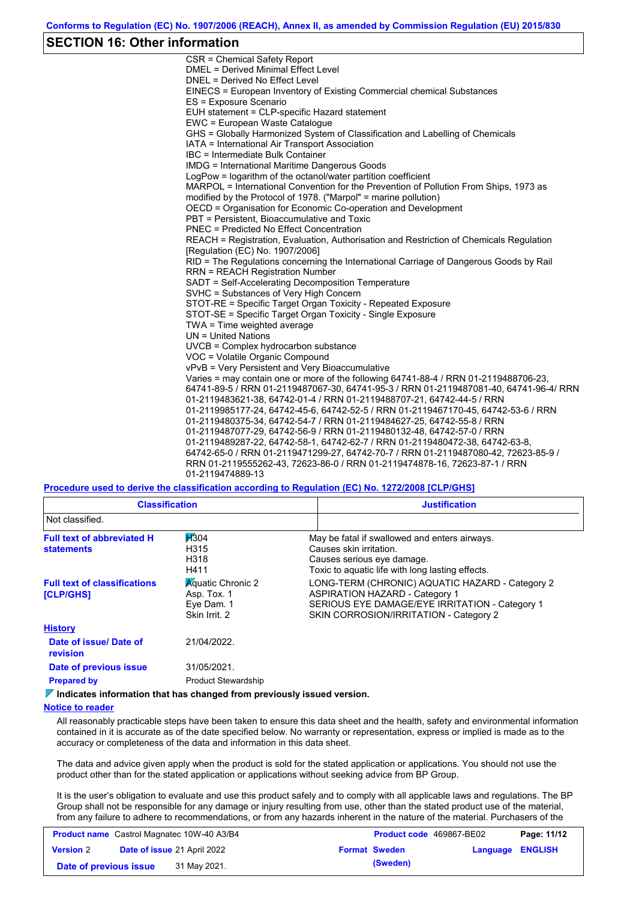Conforms to Regulation (EC) No. 1907/2006 (REACH), Annex II, as amended by Commission Regulation (EU) 2015/830

## SECTION 16: Other information

CSR = Chemical Safety Report
DMEL = Derived Minimal Effect Level
DNEL = Derived No Effect Level
EINECS = European Inventory of Existing Commercial chemical Substances
ES = Exposure Scenario
EUH statement = CLP-specific Hazard statement
EWC = European Waste Catalogue
GHS = Globally Harmonized System of Classification and Labelling of Chemicals
IATA = International Air Transport Association
IBC = Intermediate Bulk Container
IMDG = International Maritime Dangerous Goods
LogPow = logarithm of the octanol/water partition coefficient
MARPOL = International Convention for the Prevention of Pollution From Ships, 1973 as modified by the Protocol of 1978. ("Marpol" = marine pollution)
OECD = Organisation for Economic Co-operation and Development
PBT = Persistent, Bioaccumulative and Toxic
PNEC = Predicted No Effect Concentration
REACH = Registration, Evaluation, Authorisation and Restriction of Chemicals Regulation [Regulation (EC) No. 1907/2006]
RID = The Regulations concerning the International Carriage of Dangerous Goods by Rail
RRN = REACH Registration Number
SADT = Self-Accelerating Decomposition Temperature
SVHC = Substances of Very High Concern
STOT-RE = Specific Target Organ Toxicity - Repeated Exposure
STOT-SE = Specific Target Organ Toxicity - Single Exposure
TWA = Time weighted average
UN = United Nations
UVCB = Complex hydrocarbon substance
VOC = Volatile Organic Compound
vPvB = Very Persistent and Very Bioaccumulative
Varies = may contain one or more of the following 64741-88-4 / RRN 01-2119488706-23, 64741-89-5 / RRN 01-2119487067-30, 64741-95-3 / RRN 01-2119487081-40, 64741-96-4/ RRN 01-2119483621-38, 64742-01-4 / RRN 01-2119488707-21, 64742-44-5 / RRN 01-2119985177-24, 64742-45-6, 64742-52-5 / RRN 01-2119467170-45, 64742-53-6 / RRN 01-2119480375-34, 64742-54-7 / RRN 01-2119484627-25, 64742-55-8 / RRN 01-2119487077-29, 64742-56-9 / RRN 01-2119480132-48, 64742-57-0 / RRN 01-2119489287-22, 64742-58-1, 64742-62-7 / RRN 01-2119480472-38, 64742-63-8, 64742-65-0 / RRN 01-2119471299-27, 64742-70-7 / RRN 01-2119487080-42, 72623-85-9 / RRN 01-2119555262-43, 72623-86-0 / RRN 01-2119474878-16, 72623-87-1 / RRN 01-2119474889-13

**Procedure used to derive the classification according to Regulation (EC) No. 1272/2008 [CLP/GHS]**

| Classification | Justification |
|---|---|
| Not classified. | |

**Full text of abbreviated H statements**

| | |
|---|---|
| H304 | May be fatal if swallowed and enters airways. |
| H315 | Causes skin irritation. |
| H318 | Causes serious eye damage. |
| H411 | Toxic to aquatic life with long lasting effects. |

**Full text of classifications [CLP/GHS]**

| | |
|---|---|
| Aquatic Chronic 2 | LONG-TERM (CHRONIC) AQUATIC HAZARD - Category 2 |
| Asp. Tox. 1 | ASPIRATION HAZARD - Category 1 |
| Eye Dam. 1 | SERIOUS EYE DAMAGE/EYE IRRITATION - Category 1 |
| Skin Irrit. 2 | SKIN CORROSION/IRRITATION - Category 2 |

**History**

**Date of issue/ Date of revision**: 21/04/2022.

**Date of previous issue**: 31/05/2021.

**Prepared by**: Product Stewardship

**Indicates information that has changed from previously issued version.**

**Notice to reader**

All reasonably practicable steps have been taken to ensure this data sheet and the health, safety and environmental information contained in it is accurate as of the date specified below. No warranty or representation, express or implied is made as to the accuracy or completeness of the data and information in this data sheet.

The data and advice given apply when the product is sold for the stated application or applications. You should not use the product other than for the stated application or applications without seeking advice from BP Group.

It is the user's obligation to evaluate and use this product safely and to comply with all applicable laws and regulations. The BP Group shall not be responsible for any damage or injury resulting from use, other than the stated product use of the material, from any failure to adhere to recommendations, or from any hazards inherent in the nature of the material. Purchasers of the

| **Product name** Castrol Magnatec 10W-40 A3/B4 | **Product code** 469867-BE02 | |
|---|---|---|
| **Version** 2 **Date of issue** 21 April 2022 | **Format** Sweden (Sweden) | **Language** ENGLISH |
| **Date of previous issue** 31 May 2021. | | |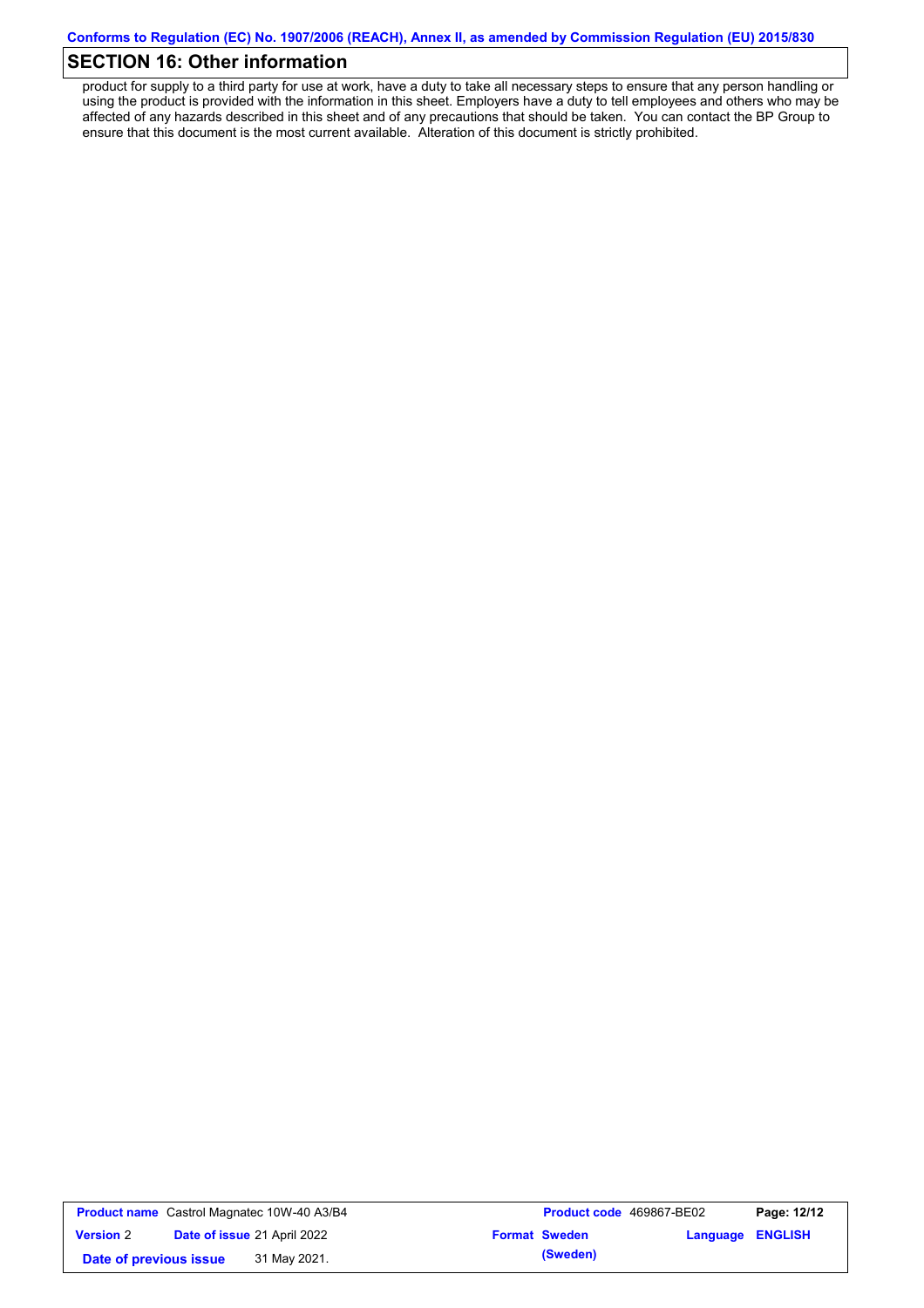## SECTION 16: Other information

product for supply to a third party for use at work, have a duty to take all necessary steps to ensure that any person handling or using the product is provided with the information in this sheet. Employers have a duty to tell employees and others who may be affected of any hazards described in this sheet and of any precautions that should be taken. You can contact the BP Group to ensure that this document is the most current available. Alteration of this document is strictly prohibited.